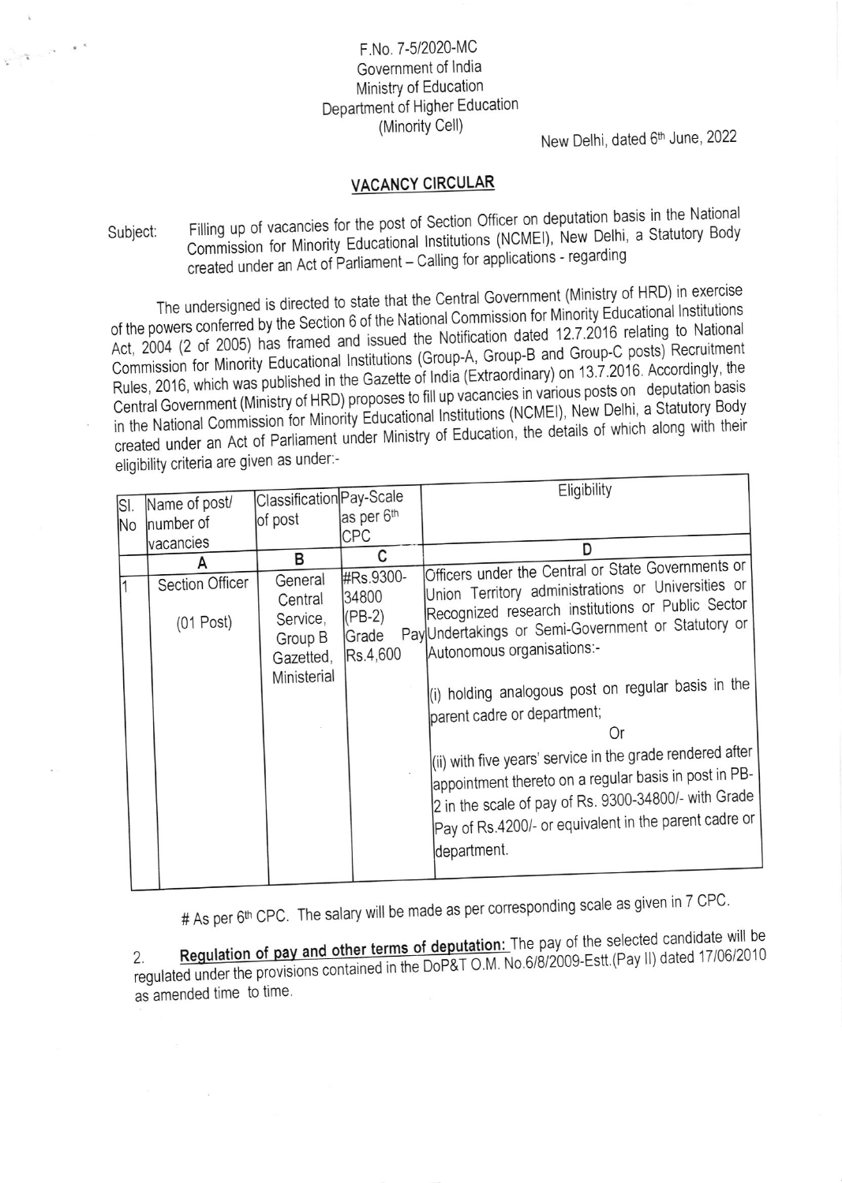F.No. 7-5/2020-MC
Government of India
Ministry of Education
Department of Higher Education
(Minority Cell)

New Delhi, dated 6th June, 2022

## VACANCY CIRCULAR

Subject: Filling up of vacancies for the post of Section Officer on deputation basis in the National Commission for Minority Educational Institutions (NCMEI), New Delhi, a Statutory Body created under an Act of Parliament – Calling for applications - regarding

The undersigned is directed to state that the Central Government (Ministry of HRD) in exercise of the powers conferred by the Section 6 of the National Commission for Minority Educational Institutions Act, 2004 (2 of 2005) has framed and issued the Notification dated 12.7.2016 relating to National Commission for Minority Educational Institutions (Group-A, Group-B and Group-C posts) Recruitment Rules, 2016, which was published in the Gazette of India (Extraordinary) on 13.7.2016. Accordingly, the Central Government (Ministry of HRD) proposes to fill up vacancies in various posts on deputation basis in the National Commission for Minority Educational Institutions (NCMEI), New Delhi, a Statutory Body created under an Act of Parliament under Ministry of Education, the details of which along with their eligibility criteria are given as under:-

| Sl. No | Name of post/ number of vacancies | Classification of post | Pay-Scale as per 6th CPC | Eligibility |
|---|---|---|---|---|
| | A | B | C | D |
| 1 | Section Officer<br><br>(01 Post) | General Central Service, Group B Gazetted, Ministerial | #Rs.9300-34800 (PB-2) Grade Pay Rs.4,600 | Officers under the Central or State Governments or Union Territory administrations or Universities or Recognized research institutions or Public Sector Undertakings or Semi-Government or Statutory or Autonomous organisations:-<br><br>(i) holding analogous post on regular basis in the parent cadre or department;<br>Or<br>(ii) with five years' service in the grade rendered after appointment thereto on a regular basis in post in PB-2 in the scale of pay of Rs. 9300-34800/- with Grade Pay of Rs.4200/- or equivalent in the parent cadre or department. |

# As per 6th CPC. The salary will be made as per corresponding scale as given in 7 CPC.

2. **Regulation of pay and other terms of deputation:** The pay of the selected candidate will be regulated under the provisions contained in the DoP&T O.M. No.6/8/2009-Estt.(Pay II) dated 17/06/2010 as amended time to time.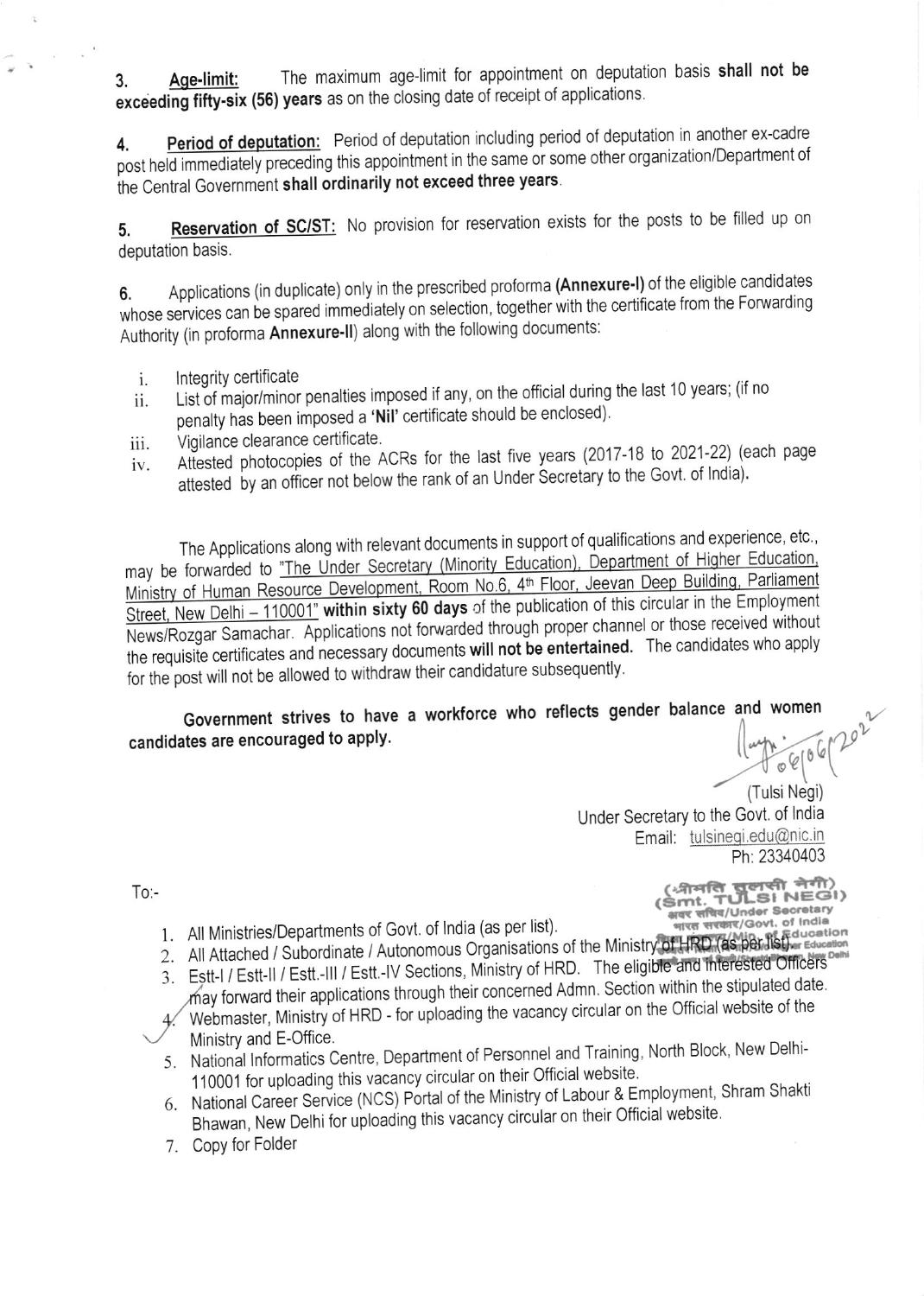3. **Age-limit:** The maximum age-limit for appointment on deputation basis **shall not be exceeding fifty-six (56) years** as on the closing date of receipt of applications.

4. **Period of deputation:** Period of deputation including period of deputation in another ex-cadre post held immediately preceding this appointment in the same or some other organization/Department of the Central Government **shall ordinarily not exceed three years**.

5. **Reservation of SC/ST:** No provision for reservation exists for the posts to be filled up on deputation basis.

6. Applications (in duplicate) only in the prescribed proforma **(Annexure-I)** of the eligible candidates whose services can be spared immediately on selection, together with the certificate from the Forwarding Authority (in proforma **Annexure-II**) along with the following documents:

  i. Integrity certificate
  ii. List of major/minor penalties imposed if any, on the official during the last 10 years; (if no penalty has been imposed a **'Nil'** certificate should be enclosed).
  iii. Vigilance clearance certificate.
  iv. Attested photocopies of the ACRs for the last five years (2017-18 to 2021-22) (each page attested by an officer not below the rank of an Under Secretary to the Govt. of India).

The Applications along with relevant documents in support of qualifications and experience, etc., may be forwarded to "The Under Secretary (Minority Education), Department of Higher Education, Ministry of Human Resource Development, Room No.6, 4th Floor, Jeevan Deep Building, Parliament Street, New Delhi – 110001" **within sixty 60 days** of the publication of this circular in the Employment News/Rozgar Samachar. Applications not forwarded through proper channel or those received without the requisite certificates and necessary documents **will not be entertained.** The candidates who apply for the post will not be allowed to withdraw their candidature subsequently.

**Government strives to have a workforce who reflects gender balance and women candidates are encouraged to apply.**

08/06/2022

(Tulsi Negi)
Under Secretary to the Govt. of India
Email: tulsinegi.edu@nic.in
Ph: 23340403

(श्रीमति तुलसी नेगी)
(Smt. TULSI NEGI)
अवर सचिव/Under Secretary
भारत सरकार/Govt. of India

To:-

1. All Ministries/Departments of Govt. of India (as per list).
2. All Attached / Subordinate / Autonomous Organisations of the Ministry of HRD (as per list).
3. Estt-I / Estt-II / Estt.-III / Estt.-IV Sections, Ministry of HRD. The eligible and interested Officers may forward their applications through their concerned Admn. Section within the stipulated date.
4. Webmaster, Ministry of HRD - for uploading the vacancy circular on the Official website of the Ministry and E-Office.
5. National Informatics Centre, Department of Personnel and Training, North Block, New Delhi-110001 for uploading this vacancy circular on their Official website.
6. National Career Service (NCS) Portal of the Ministry of Labour & Employment, Shram Shakti Bhawan, New Delhi for uploading this vacancy circular on their Official website.
7. Copy for Folder